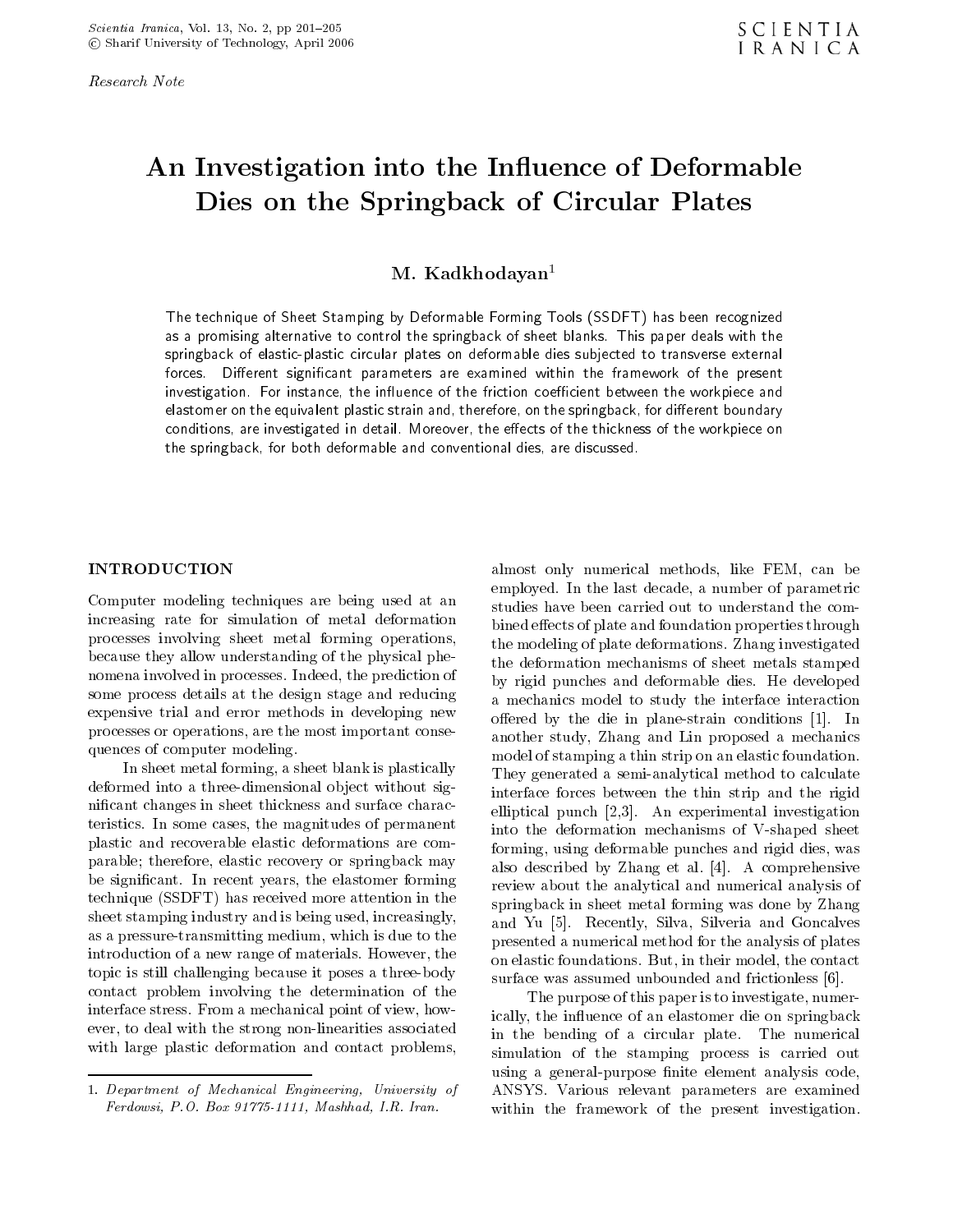*Research Note*

# An Investigation into the Influence of Deformable Dies on the Springback of Circular Plates

**M. Kadkhodayan**[1]

The technique of Sheet Stamping by Deformable Forming Tools (SSDFT) has been recognized as a promising alternative to control the springback of sheet blanks. This paper deals with the springback of elastic-plastic circular plates on deformable dies subjected to transverse external forces. Different significant parameters are examined within the framework of the present investigation. For instance, the influence of the friction coefficient between the workpiece and elastomer on the equivalent plastic strain and, therefore, on the springback, for different boundary conditions, are investigated in detail. Moreover, the effects of the thickness of the workpiece on the springback, for both deformable and conventional dies, are discussed.

## INTRODUCTION

Computer modeling techniques are being used at an increasing rate for simulation of metal deformation processes involving sheet metal forming operations, because they allow understanding of the physical phenomena involved in processes. Indeed, the prediction of some process details at the design stage and reducing expensive trial and error methods in developing new processes or operations, are the most important consequences of computer modeling.

In sheet metal forming, a sheet blank is plastically deformed into a three-dimensional object without significant changes in sheet thickness and surface characteristics. In some cases, the magnitudes of permanent plastic and recoverable elastic deformations are comparable; therefore, elastic recovery or springback may be significant. In recent years, the elastomer forming technique (SSDFT) has received more attention in the sheet stamping industry and is being used, increasingly, as a pressure-transmitting medium, which is due to the introduction of a new range of materials. However, the topic is still challenging because it poses a three-body contact problem involving the determination of the interface stress. From a mechanical point of view, however, to deal with the strong non-linearities associated with large plastic deformation and contact problems, almost only numerical methods, like FEM, can be employed. In the last decade, a number of parametric studies have been carried out to understand the combined effects of plate and foundation properties through the modeling of plate deformations. Zhang investigated the deformation mechanisms of sheet metals stamped by rigid punches and deformable dies. He developed a mechanics model to study the interface interaction offered by the die in plane-strain conditions [1]. In another study, Zhang and Lin proposed a mechanics model of stamping a thin strip on an elastic foundation. They generated a semi-analytical method to calculate interface forces between the thin strip and the rigid elliptical punch [2,3]. An experimental investigation into the deformation mechanisms of V-shaped sheet forming, using deformable punches and rigid dies, was also described by Zhang et al. [4]. A comprehensive review about the analytical and numerical analysis of springback in sheet metal forming was done by Zhang and Yu [5]. Recently, Silva, Silveria and Goncalves presented a numerical method for the analysis of plates on elastic foundations. But, in their model, the contact surface was assumed unbounded and frictionless [6].

The purpose of this paper is to investigate, numerically, the influence of an elastomer die on springback in the bending of a circular plate. The numerical simulation of the stamping process is carried out using a general-purpose finite element analysis code, ANSYS. Various relevant parameters are examined within the framework of the present investigation.

---

1. *Department of Mechanical Engineering, University of Ferdowsi, P.O. Box 91775-1111, Mashhad, I.R. Iran.*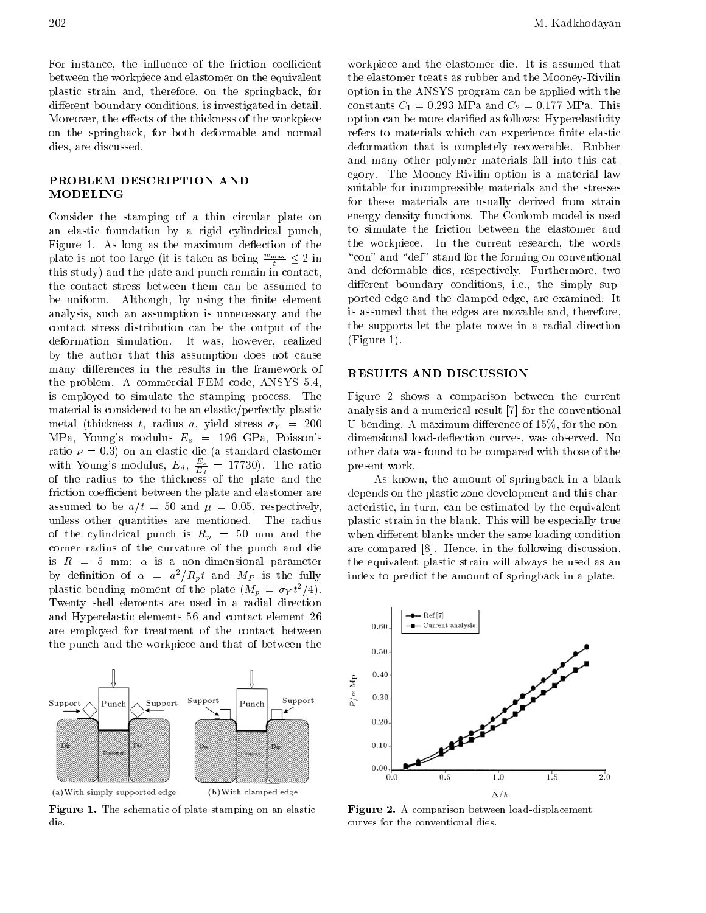For instance, the influence of the friction coefficient between the workpiece and elastomer on the equivalent plastic strain and, therefore, on the springback, for different boundary conditions, is investigated in detail. Moreover, the effects of the thickness of the workpiece on the springback, for both deformable and normal dies, are discussed.

## PROBLEM DESCRIPTION AND MODELING

Consider the stamping of a thin circular plate on an elastic foundation by a rigid cylindrical punch, Figure 1. As long as the maximum deflection of the plate is not too large (it is taken as being $\frac{w_{\max}}{t} \leq 2$ in this study) and the plate and punch remain in contact, the contact stress between them can be assumed to be uniform. Although, by using the finite element analysis, such an assumption is unnecessary and the contact stress distribution can be the output of the deformation simulation. It was, however, realized by the author that this assumption does not cause many differences in the results in the framework of the problem. A commercial FEM code, ANSYS 5.4, is employed to simulate the stamping process. The material is considered to be an elastic/perfectly plastic metal (thickness $t$, radius $a$, yield stress $\sigma_Y = 200$ MPa, Young's modulus $E_s = 196$ GPa, Poisson's ratio $\nu = 0.3$) on an elastic die (a standard elastomer with Young's modulus, $E_d$, $\frac{E_s}{E_d} = 17730$). The ratio of the radius to the thickness of the plate and the friction coefficient between the plate and elastomer are assumed to be $a/t = 50$ and $\mu = 0.05$, respectively, unless other quantities are mentioned. The radius of the cylindrical punch is $R_p = 50$ mm and the corner radius of the curvature of the punch and die is $R = 5$ mm; $\alpha$ is a non-dimensional parameter by definition of $\alpha = a^2/R_p t$ and $M_P$ is the fully plastic bending moment of the plate ($M_p = \sigma_Y t^2/4$). Twenty shell elements are used in a radial direction and Hyperelastic elements 56 and contact element 26 are employed for treatment of the contact between the punch and the workpiece and that of between the workpiece and the elastomer die. It is assumed that the elastomer treats as rubber and the Mooney-Rivilin option in the ANSYS program can be applied with the constants $C_1 = 0.293$ MPa and $C_2 = 0.177$ MPa. This option can be more clarified as follows: Hyperelasticity refers to materials which can experience finite elastic deformation that is completely recoverable. Rubber and many other polymer materials fall into this category. The Mooney-Rivilin option is a material law suitable for incompressible materials and the stresses for these materials are usually derived from strain energy density functions. The Coulomb model is used to simulate the friction between the elastomer and the workpiece. In the current research, the words "con" and "def" stand for the forming on conventional and deformable dies, respectively. Furthermore, two different boundary conditions, i.e., the simply supported edge and the clamped edge, are examined. It is assumed that the edges are movable and, therefore, the supports let the plate move in a radial direction (Figure 1).

Support
Punch
Support
Die
Elastomer
Die
(a) With simply supported edge

Support
Punch
Support
Die
Elastomer
Die
(b) With clamped edge

**Figure 1.** The schematic of plate stamping on an elastic die.

## RESULTS AND DISCUSSION

Figure 2 shows a comparison between the current analysis and a numerical result [7] for the conventional U-bending. A maximum difference of 15%, for the non-dimensional load-deflection curves, was observed. No other data was found to be compared with those of the present work.

As known, the amount of springback in a blank depends on the plastic zone development and this characteristic, in turn, can be estimated by the equivalent plastic strain in the blank. This will be especially true when different blanks under the same loading condition are compared [8]. Hence, in the following discussion, the equivalent plastic strain will always be used as an index to predict the amount of springback in a plate.

Ref [7]
Current analysis
$P/\alpha$ Mp
0.00
0.10
0.20
0.30
0.40
0.50
0.60
$\Delta/h$
0.0
0.5
1.0
1.5
2.0

**Figure 2.** A comparison between load-displacement curves for the conventional dies.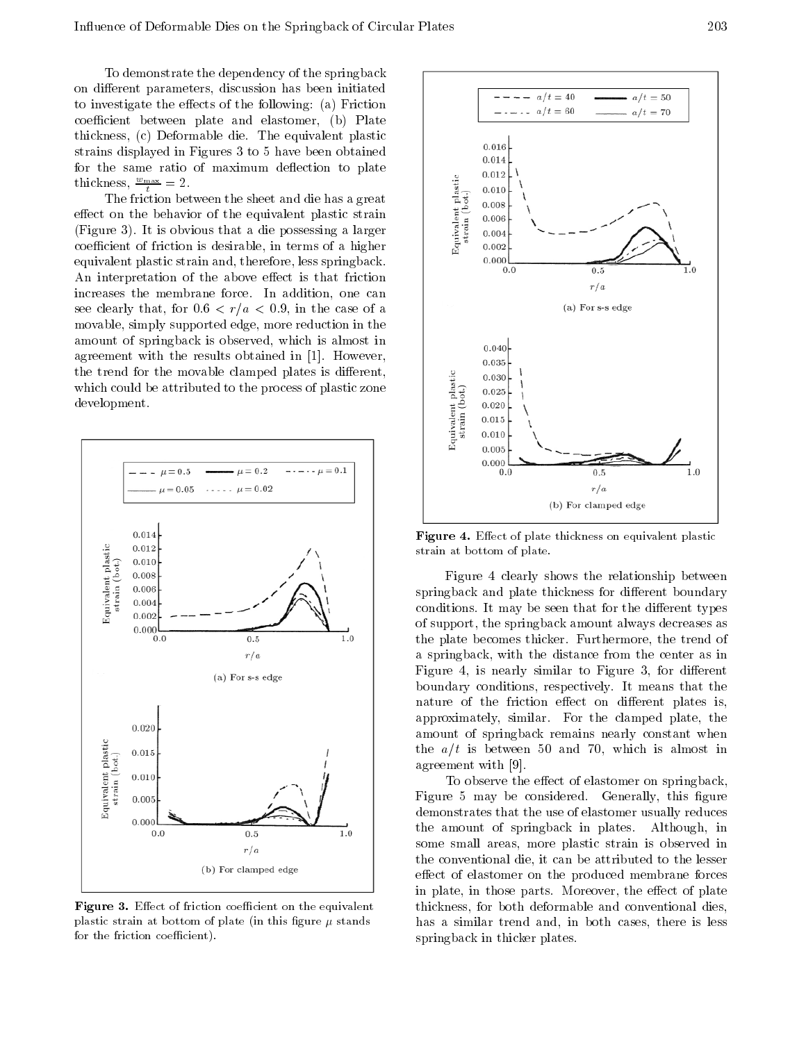To demonstrate the dependency of the springback on different parameters, discussion has been initiated to investigate the effects of the following: (a) Friction coefficient between plate and elastomer, (b) Plate thickness, (c) Deformable die. The equivalent plastic strains displayed in Figures 3 to 5 have been obtained for the same ratio of maximum deflection to plate thickness, $\frac{w_{\max}}{t} = 2$.

The friction between the sheet and die has a great effect on the behavior of the equivalent plastic strain (Figure 3). It is obvious that a die possessing a larger coefficient of friction is desirable, in terms of a higher equivalent plastic strain and, therefore, less springback. An interpretation of the above effect is that friction increases the membrane force. In addition, one can see clearly that, for $0.6 < r/a < 0.9$, in the case of a movable, simply supported edge, more reduction in the amount of springback is observed, which is almost in agreement with the results obtained in [1]. However, the trend for the movable clamped plates is different, which could be attributed to the process of plastic zone development.

$\mu = 0.5$
$\mu = 0.2$
$\mu = 0.1$
$\mu = 0.05$
$\mu = 0.02$

Equivalent plastic strain (bot.)
0.014
0.012
0.010
0.008
0.006
0.004
0.002
0.000
0.0
0.5
1.0
$r/a$

(a) For s-s edge

Equivalent plastic strain (bot.)
0.020
0.015
0.010
0.005
0.000
0.0
0.5
1.0
$r/a$

(b) For clamped edge

**Figure 3.** Effect of friction coefficient on the equivalent plastic strain at bottom of plate (in this figure $\mu$ stands for the friction coefficient).

$a/t = 40$
$a/t = 50$
$a/t = 60$
$a/t = 70$

Equivalent plastic strain (bot.)
0.016
0.014
0.012
0.010
0.008
0.006
0.004
0.002
0.000
0.0
0.5
1.0
$r/a$

(a) For s-s edge

Equivalent plastic strain (bot.)
0.040
0.035
0.030
0.025
0.020
0.015
0.010
0.005
0.000
0.0
0.5
1.0
$r/a$

(b) For clamped edge

**Figure 4.** Effect of plate thickness on equivalent plastic strain at bottom of plate.

Figure 4 clearly shows the relationship between springback and plate thickness for different boundary conditions. It may be seen that for the different types of support, the springback amount always decreases as the plate becomes thicker. Furthermore, the trend of a springback, with the distance from the center as in Figure 4, is nearly similar to Figure 3, for different boundary conditions, respectively. It means that the nature of the friction effect on different plates is, approximately, similar. For the clamped plate, the amount of springback remains nearly constant when the $a/t$ is between 50 and 70, which is almost in agreement with [9].

To observe the effect of elastomer on springback, Figure 5 may be considered. Generally, this figure demonstrates that the use of elastomer usually reduces the amount of springback in plates. Although, in some small areas, more plastic strain is observed in the conventional die, it can be attributed to the lesser effect of elastomer on the produced membrane forces in plate, in those parts. Moreover, the effect of plate thickness, for both deformable and conventional dies, has a similar trend and, in both cases, there is less springback in thicker plates.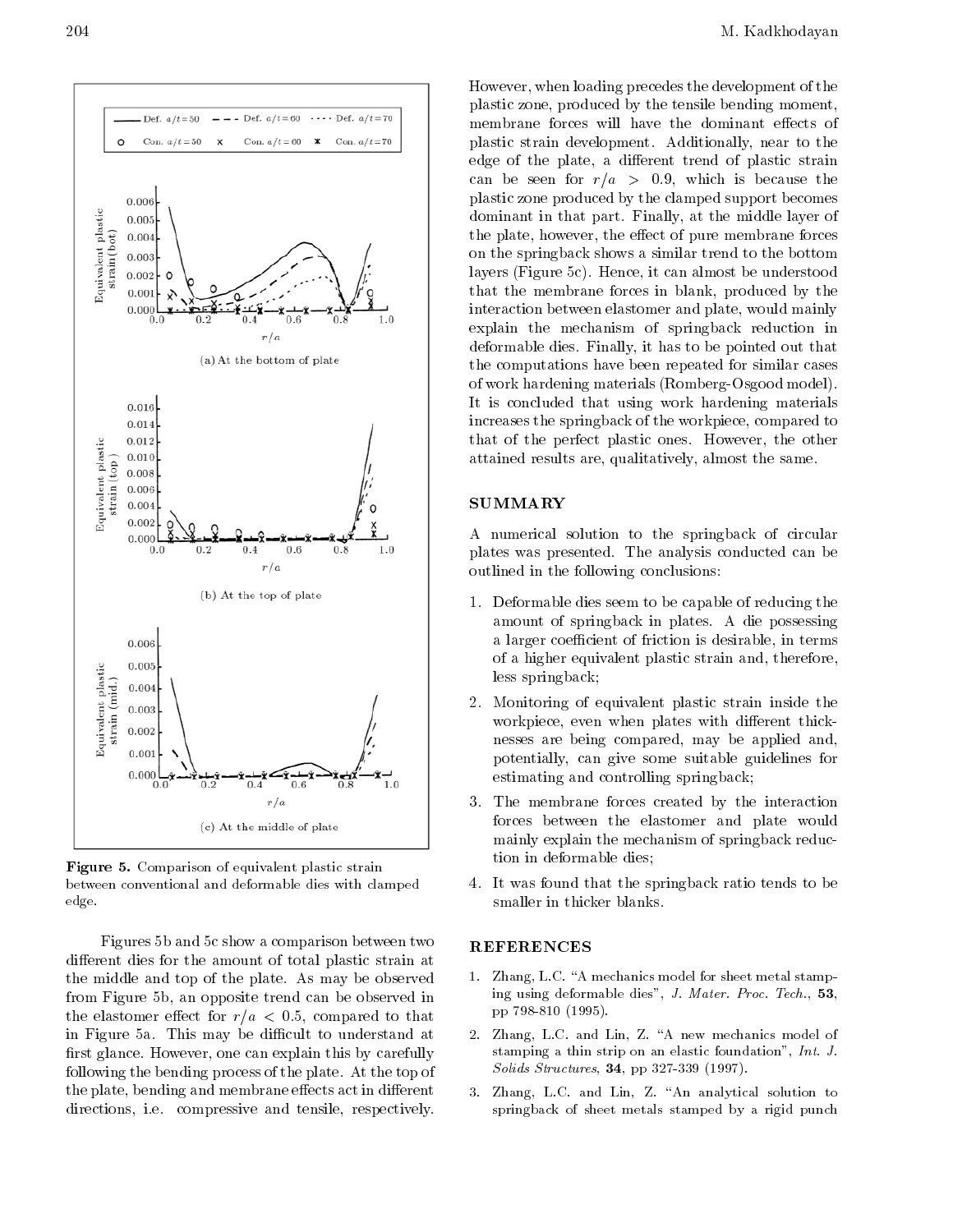Figure 5. Comparison of equivalent plastic strain between conventional and deformable dies with clamped edge.

Figures 5b and 5c show a comparison between two different dies for the amount of total plastic strain at the middle and top of the plate. As may be observed from Figure 5b, an opposite trend can be observed in the elastomer effect for $r/a < 0.5$, compared to that in Figure 5a. This may be difficult to understand at first glance. However, one can explain this by carefully following the bending process of the plate. At the top of the plate, bending and membrane effects act in different directions, i.e. compressive and tensile, respectively. However, when loading precedes the development of the plastic zone, produced by the tensile bending moment, membrane forces will have the dominant effects of plastic strain development. Additionally, near to the edge of the plate, a different trend of plastic strain can be seen for $r/a > 0.9$, which is because the plastic zone produced by the clamped support becomes dominant in that part. Finally, at the middle layer of the plate, however, the effect of pure membrane forces on the springback shows a similar trend to the bottom layers (Figure 5c). Hence, it can almost be understood that the membrane forces in blank, produced by the interaction between elastomer and plate, would mainly explain the mechanism of springback reduction in deformable dies. Finally, it has to be pointed out that the computations have been repeated for similar cases of work hardening materials (Romberg-Osgood model). It is concluded that using work hardening materials increases the springback of the workpiece, compared to that of the perfect plastic ones. However, the other attained results are, qualitatively, almost the same.

## SUMMARY

A numerical solution to the springback of circular plates was presented. The analysis conducted can be outlined in the following conclusions:

1. Deformable dies seem to be capable of reducing the amount of springback in plates. A die possessing a larger coefficient of friction is desirable, in terms of a higher equivalent plastic strain and, therefore, less springback;
2. Monitoring of equivalent plastic strain inside the workpiece, even when plates with different thicknesses are being compared, may be applied and, potentially, can give some suitable guidelines for estimating and controlling springback;
3. The membrane forces created by the interaction forces between the elastomer and plate would mainly explain the mechanism of springback reduction in deformable dies;
4. It was found that the springback ratio tends to be smaller in thicker blanks.

## REFERENCES

1. Zhang, L.C. "A mechanics model for sheet metal stamping using deformable dies", *J. Mater. Proc. Tech.*, **53**, pp 798-810 (1995).
2. Zhang, L.C. and Lin, Z. "A new mechanics model of stamping a thin strip on an elastic foundation", *Int. J. Solids Structures*, **34**, pp 327-339 (1997).
3. Zhang, L.C. and Lin, Z. "An analytical solution to springback of sheet metals stamped by a rigid punch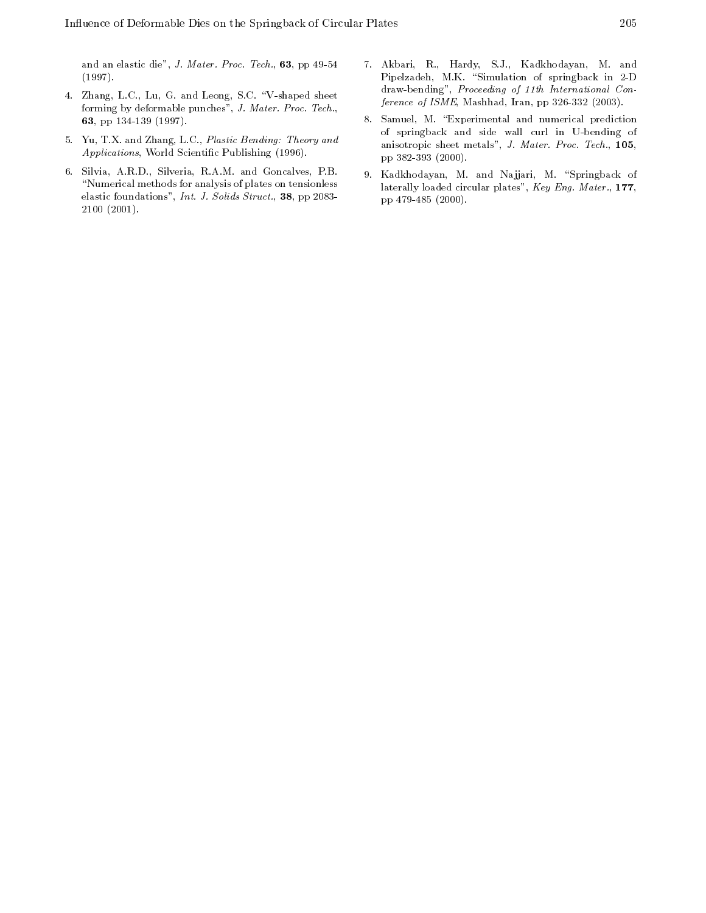and an elastic die", *J. Mater. Proc. Tech.*, **63**, pp 49-54 (1997).

4. Zhang, L.C., Lu, G. and Leong, S.C. "V-shaped sheet forming by deformable punches", *J. Mater. Proc. Tech.*, **63**, pp 134-139 (1997).

5. Yu, T.X. and Zhang, L.C., *Plastic Bending: Theory and Applications*, World Scientific Publishing (1996).

6. Silvia, A.R.D., Silveria, R.A.M. and Goncalves, P.B. "Numerical methods for analysis of plates on tensionless elastic foundations", *Int. J. Solids Struct.*, **38**, pp 2083-2100 (2001).

7. Akbari, R., Hardy, S.J., Kadkhodayan, M. and Pipelzadeh, M.K. "Simulation of springback in 2-D draw-bending", *Proceeding of 11th International Conference of ISME*, Mashhad, Iran, pp 326-332 (2003).

8. Samuel, M. "Experimental and numerical prediction of springback and side wall curl in U-bending of anisotropic sheet metals", *J. Mater. Proc. Tech.*, **105**, pp 382-393 (2000).

9. Kadkhodayan, M. and Najjari, M. "Springback of laterally loaded circular plates", *Key Eng. Mater.*, **177**, pp 479-485 (2000).